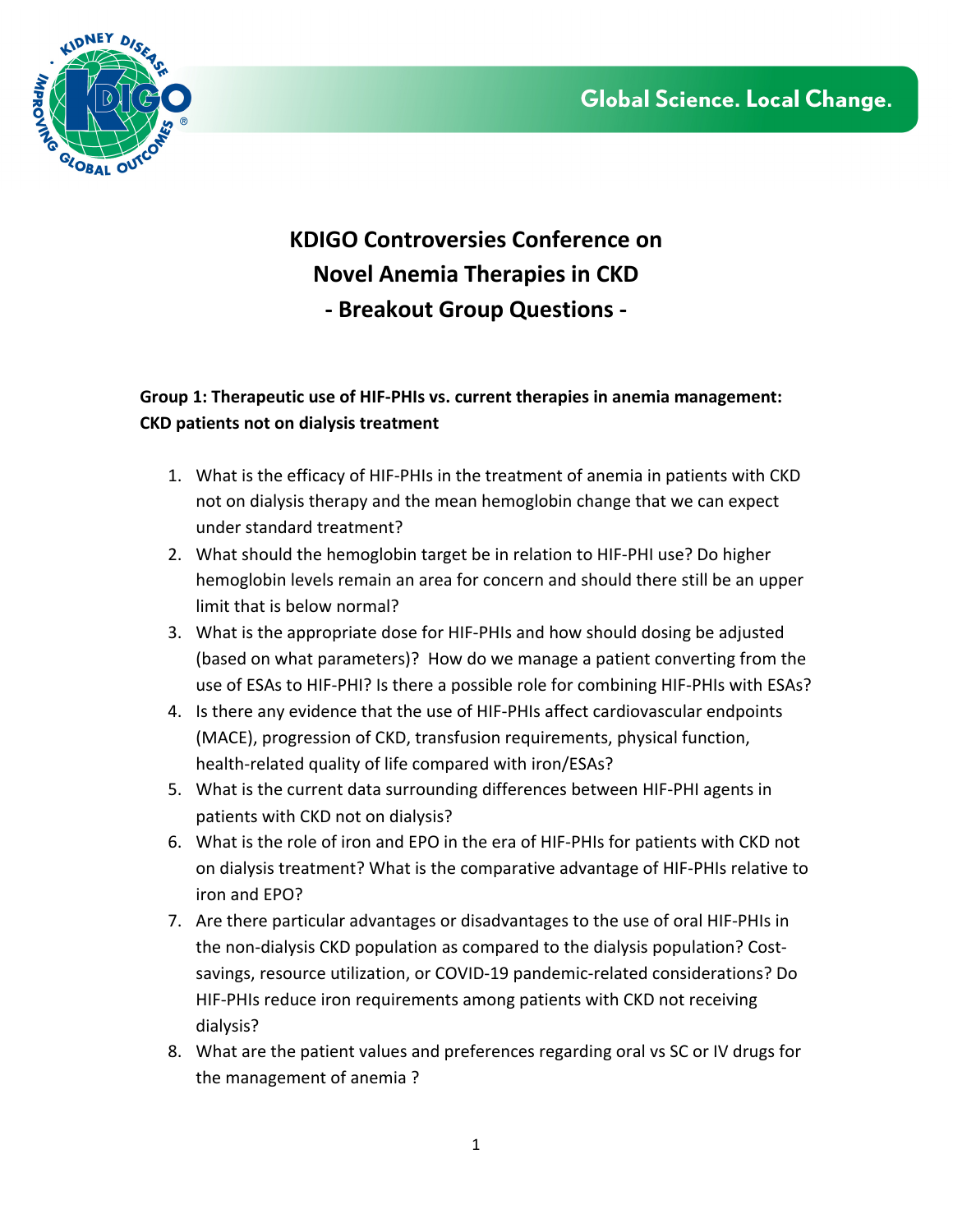# KDIGO Controversies Conference on Novel Anemia Therapies in CKD - Breakout Group Questions -

**Group 1: Therapeutic use of HIF-PHIs vs. current therapies in anemia management: CKD patients not on dialysis treatment**

1. What is the efficacy of HIF-PHIs in the treatment of anemia in patients with CKD not on dialysis therapy and the mean hemoglobin change that we can expect under standard treatment?
2. What should the hemoglobin target be in relation to HIF-PHI use? Do higher hemoglobin levels remain an area for concern and should there still be an upper limit that is below normal?
3. What is the appropriate dose for HIF-PHIs and how should dosing be adjusted (based on what parameters)? How do we manage a patient converting from the use of ESAs to HIF-PHI? Is there a possible role for combining HIF-PHIs with ESAs?
4. Is there any evidence that the use of HIF-PHIs affect cardiovascular endpoints (MACE), progression of CKD, transfusion requirements, physical function, health-related quality of life compared with iron/ESAs?
5. What is the current data surrounding differences between HIF-PHI agents in patients with CKD not on dialysis?
6. What is the role of iron and EPO in the era of HIF-PHIs for patients with CKD not on dialysis treatment? What is the comparative advantage of HIF-PHIs relative to iron and EPO?
7. Are there particular advantages or disadvantages to the use of oral HIF-PHIs in the non-dialysis CKD population as compared to the dialysis population? Cost-savings, resource utilization, or COVID-19 pandemic-related considerations? Do HIF-PHIs reduce iron requirements among patients with CKD not receiving dialysis?
8. What are the patient values and preferences regarding oral vs SC or IV drugs for the management of anemia ?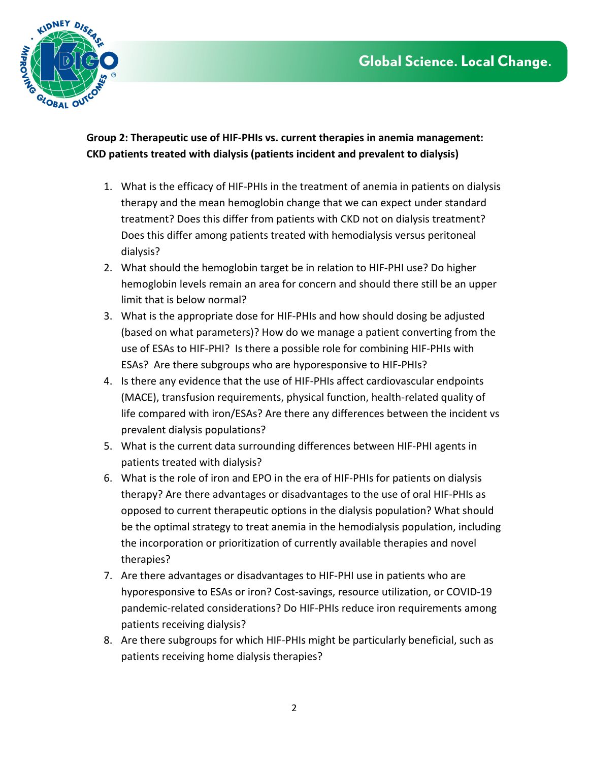**Group 2: Therapeutic use of HIF-PHIs vs. current therapies in anemia management: CKD patients treated with dialysis (patients incident and prevalent to dialysis)**

1. What is the efficacy of HIF-PHIs in the treatment of anemia in patients on dialysis therapy and the mean hemoglobin change that we can expect under standard treatment? Does this differ from patients with CKD not on dialysis treatment? Does this differ among patients treated with hemodialysis versus peritoneal dialysis?
2. What should the hemoglobin target be in relation to HIF-PHI use? Do higher hemoglobin levels remain an area for concern and should there still be an upper limit that is below normal?
3. What is the appropriate dose for HIF-PHIs and how should dosing be adjusted (based on what parameters)? How do we manage a patient converting from the use of ESAs to HIF-PHI? Is there a possible role for combining HIF-PHIs with ESAs? Are there subgroups who are hyporesponsive to HIF-PHIs?
4. Is there any evidence that the use of HIF-PHIs affect cardiovascular endpoints (MACE), transfusion requirements, physical function, health-related quality of life compared with iron/ESAs? Are there any differences between the incident vs prevalent dialysis populations?
5. What is the current data surrounding differences between HIF-PHI agents in patients treated with dialysis?
6. What is the role of iron and EPO in the era of HIF-PHIs for patients on dialysis therapy? Are there advantages or disadvantages to the use of oral HIF-PHIs as opposed to current therapeutic options in the dialysis population? What should be the optimal strategy to treat anemia in the hemodialysis population, including the incorporation or prioritization of currently available therapies and novel therapies?
7. Are there advantages or disadvantages to HIF-PHI use in patients who are hyporesponsive to ESAs or iron? Cost-savings, resource utilization, or COVID-19 pandemic-related considerations? Do HIF-PHIs reduce iron requirements among patients receiving dialysis?
8. Are there subgroups for which HIF-PHIs might be particularly beneficial, such as patients receiving home dialysis therapies?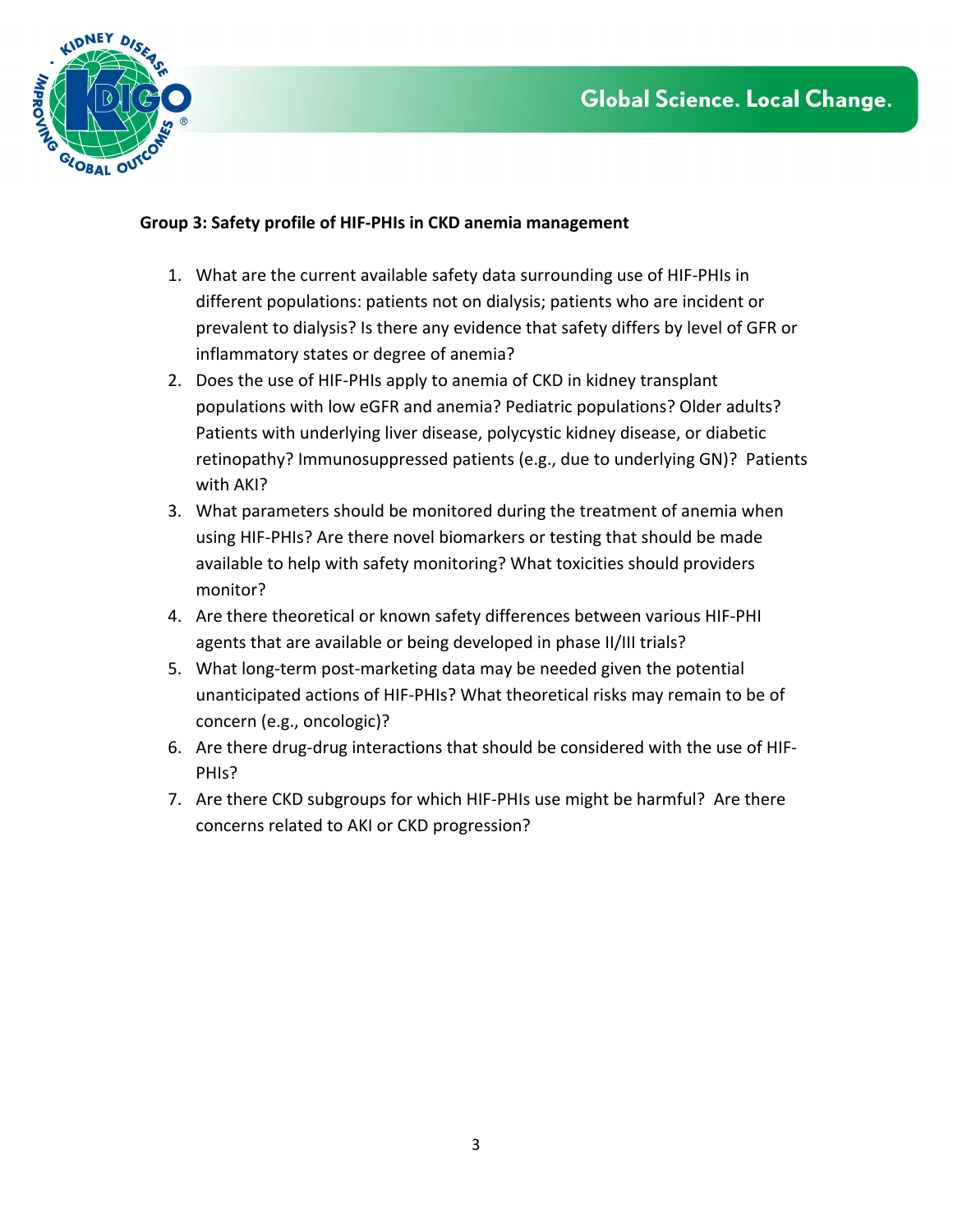**Group 3: Safety profile of HIF-PHIs in CKD anemia management**

1. What are the current available safety data surrounding use of HIF-PHIs in different populations: patients not on dialysis; patients who are incident or prevalent to dialysis? Is there any evidence that safety differs by level of GFR or inflammatory states or degree of anemia?
2. Does the use of HIF-PHIs apply to anemia of CKD in kidney transplant populations with low eGFR and anemia? Pediatric populations? Older adults? Patients with underlying liver disease, polycystic kidney disease, or diabetic retinopathy? Immunosuppressed patients (e.g., due to underlying GN)? Patients with AKI?
3. What parameters should be monitored during the treatment of anemia when using HIF-PHIs? Are there novel biomarkers or testing that should be made available to help with safety monitoring? What toxicities should providers monitor?
4. Are there theoretical or known safety differences between various HIF-PHI agents that are available or being developed in phase II/III trials?
5. What long-term post-marketing data may be needed given the potential unanticipated actions of HIF-PHIs? What theoretical risks may remain to be of concern (e.g., oncologic)?
6. Are there drug-drug interactions that should be considered with the use of HIF-PHIs?
7. Are there CKD subgroups for which HIF-PHIs use might be harmful? Are there concerns related to AKI or CKD progression?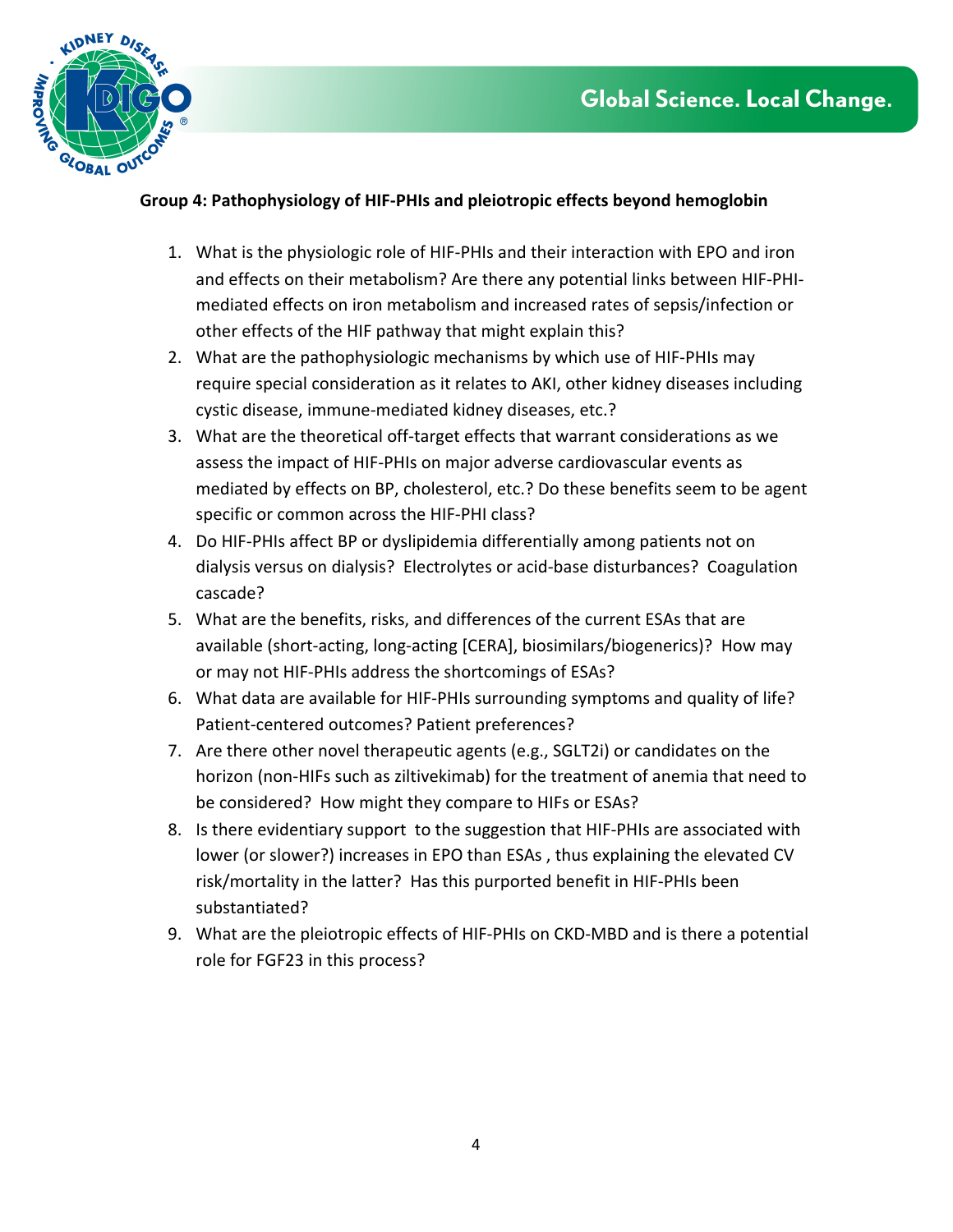**Group 4: Pathophysiology of HIF-PHIs and pleiotropic effects beyond hemoglobin**

1. What is the physiologic role of HIF-PHIs and their interaction with EPO and iron and effects on their metabolism? Are there any potential links between HIF-PHI-mediated effects on iron metabolism and increased rates of sepsis/infection or other effects of the HIF pathway that might explain this?
2. What are the pathophysiologic mechanisms by which use of HIF-PHIs may require special consideration as it relates to AKI, other kidney diseases including cystic disease, immune-mediated kidney diseases, etc.?
3. What are the theoretical off-target effects that warrant considerations as we assess the impact of HIF-PHIs on major adverse cardiovascular events as mediated by effects on BP, cholesterol, etc.? Do these benefits seem to be agent specific or common across the HIF-PHI class?
4. Do HIF-PHIs affect BP or dyslipidemia differentially among patients not on dialysis versus on dialysis? Electrolytes or acid-base disturbances? Coagulation cascade?
5. What are the benefits, risks, and differences of the current ESAs that are available (short-acting, long-acting [CERA], biosimilars/biogenerics)? How may or may not HIF-PHIs address the shortcomings of ESAs?
6. What data are available for HIF-PHIs surrounding symptoms and quality of life? Patient-centered outcomes? Patient preferences?
7. Are there other novel therapeutic agents (e.g., SGLT2i) or candidates on the horizon (non-HIFs such as ziltivekimab) for the treatment of anemia that need to be considered? How might they compare to HIFs or ESAs?
8. Is there evidentiary support to the suggestion that HIF-PHIs are associated with lower (or slower?) increases in EPO than ESAs , thus explaining the elevated CV risk/mortality in the latter? Has this purported benefit in HIF-PHIs been substantiated?
9. What are the pleiotropic effects of HIF-PHIs on CKD-MBD and is there a potential role for FGF23 in this process?